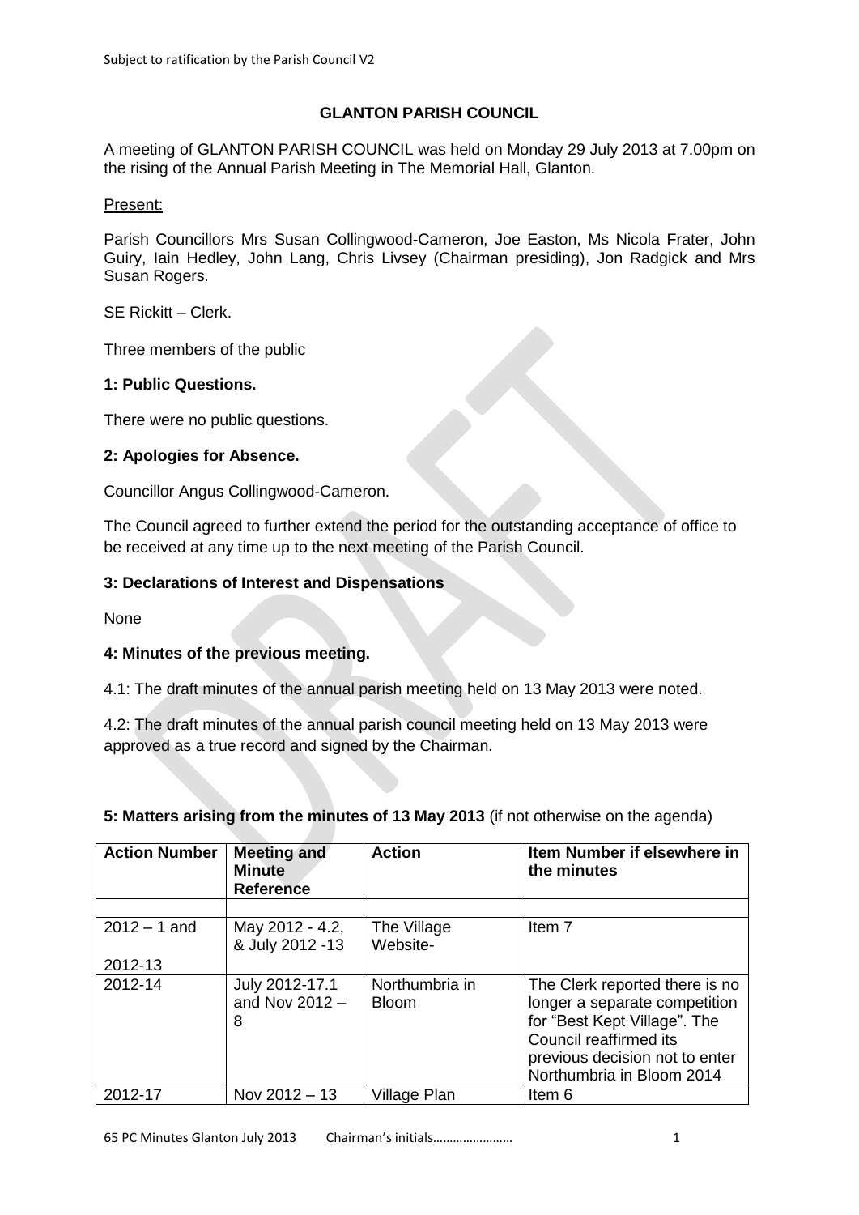# GLANTON PARISH COUNCIL

A meeting of GLANTON PARISH COUNCIL was held on Monday 29 July 2013 at 7.00pm on the rising of the Annual Parish Meeting in The Memorial Hall, Glanton.

Present:

Parish Councillors Mrs Susan Collingwood-Cameron, Joe Easton, Ms Nicola Frater, John Guiry, Iain Hedley, John Lang, Chris Livsey (Chairman presiding), Jon Radgick and Mrs Susan Rogers.

SE Rickitt – Clerk.

Three members of the public

### 1: Public Questions.

There were no public questions.

### 2: Apologies for Absence.

Councillor Angus Collingwood-Cameron.

The Council agreed to further extend the period for the outstanding acceptance of office to be received at any time up to the next meeting of the Parish Council.

### 3: Declarations of Interest and Dispensations

None

### 4: Minutes of the previous meeting.

4.1: The draft minutes of the annual parish meeting held on 13 May 2013 were noted.

4.2: The draft minutes of the annual parish council meeting held on 13 May 2013 were approved as a true record and signed by the Chairman.

### 5: Matters arising from the minutes of 13 May 2013 (if not otherwise on the agenda)

| Action Number | Meeting and Minute Reference | Action | Item Number if elsewhere in the minutes |
|---|---|---|---|
| | | | |
| 2012 – 1 and 2012-13 | May 2012 - 4.2, & July 2012 -13 | The Village Website- | Item 7 |
| 2012-14 | July 2012-17.1 and Nov 2012 – 8 | Northumbria in Bloom | The Clerk reported there is no longer a separate competition for "Best Kept Village". The Council reaffirmed its previous decision not to enter Northumbria in Bloom 2014 |
| 2012-17 | Nov 2012 – 13 | Village Plan | Item 6 |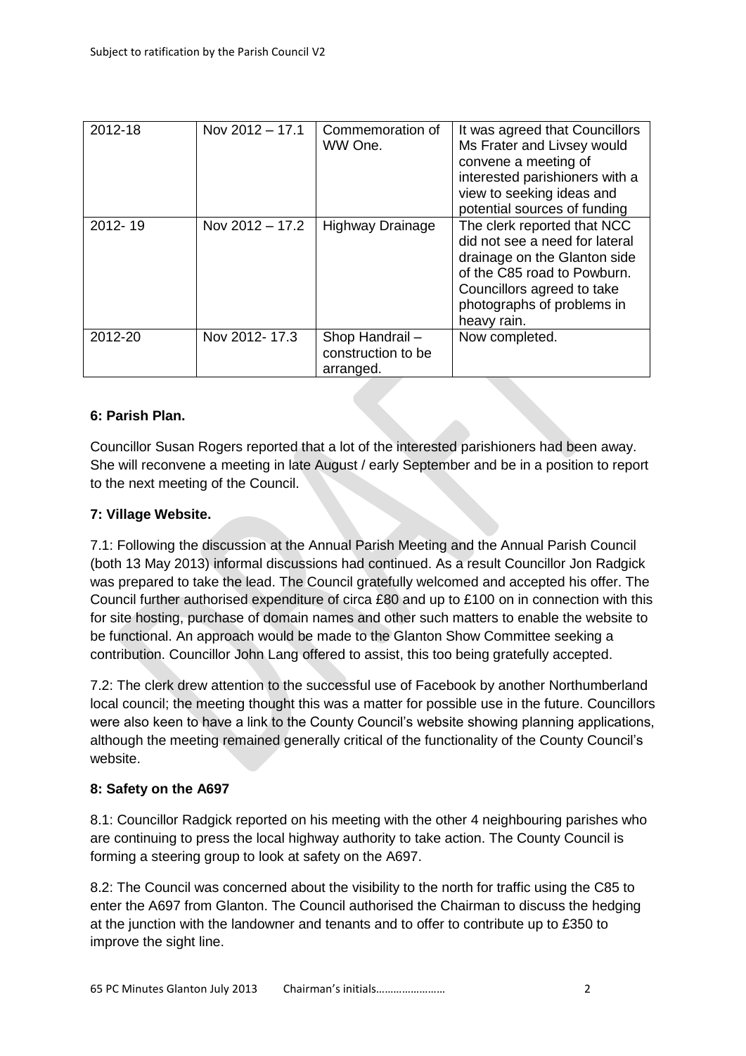| 2012-18 | Nov 2012 – 17.1 | Commemoration of WW One. | It was agreed that Councillors Ms Frater and Livsey would convene a meeting of interested parishioners with a view to seeking ideas and potential sources of funding |
|---|---|---|---|
| 2012- 19 | Nov 2012 – 17.2 | Highway Drainage | The clerk reported that NCC did not see a need for lateral drainage on the Glanton side of the C85 road to Powburn. Councillors agreed to take photographs of problems in heavy rain. |
| 2012-20 | Nov 2012- 17.3 | Shop Handrail – construction to be arranged. | Now completed. |

**6: Parish Plan.**

Councillor Susan Rogers reported that a lot of the interested parishioners had been away. She will reconvene a meeting in late August / early September and be in a position to report to the next meeting of the Council.

**7: Village Website.**

7.1: Following the discussion at the Annual Parish Meeting and the Annual Parish Council (both 13 May 2013) informal discussions had continued. As a result Councillor Jon Radgick was prepared to take the lead. The Council gratefully welcomed and accepted his offer. The Council further authorised expenditure of circa £80 and up to £100 on in connection with this for site hosting, purchase of domain names and other such matters to enable the website to be functional. An approach would be made to the Glanton Show Committee seeking a contribution. Councillor John Lang offered to assist, this too being gratefully accepted.

7.2: The clerk drew attention to the successful use of Facebook by another Northumberland local council; the meeting thought this was a matter for possible use in the future. Councillors were also keen to have a link to the County Council's website showing planning applications, although the meeting remained generally critical of the functionality of the County Council's website.

**8: Safety on the A697**

8.1: Councillor Radgick reported on his meeting with the other 4 neighbouring parishes who are continuing to press the local highway authority to take action. The County Council is forming a steering group to look at safety on the A697.

8.2: The Council was concerned about the visibility to the north for traffic using the C85 to enter the A697 from Glanton. The Council authorised the Chairman to discuss the hedging at the junction with the landowner and tenants and to offer to contribute up to £350 to improve the sight line.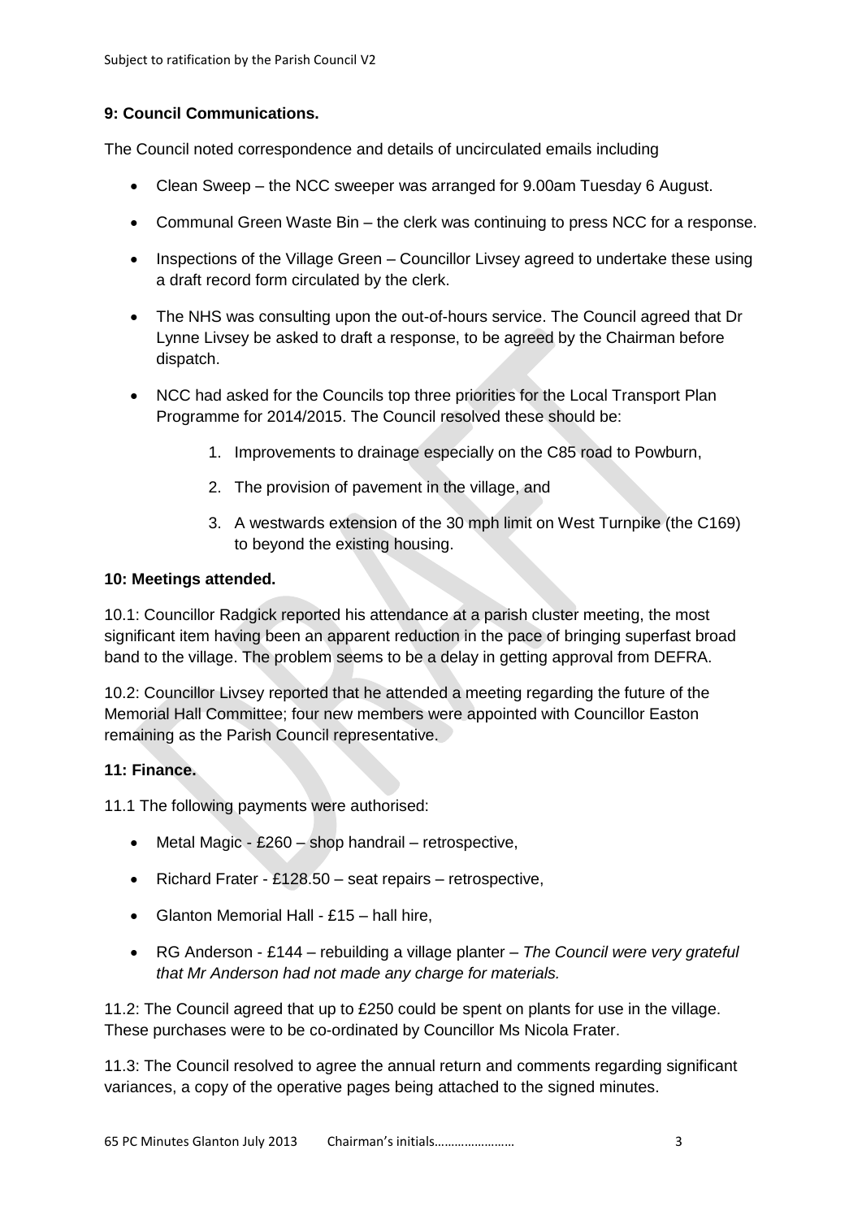**9: Council Communications.**

The Council noted correspondence and details of uncirculated emails including

- Clean Sweep – the NCC sweeper was arranged for 9.00am Tuesday 6 August.
- Communal Green Waste Bin – the clerk was continuing to press NCC for a response.
- Inspections of the Village Green – Councillor Livsey agreed to undertake these using a draft record form circulated by the clerk.
- The NHS was consulting upon the out-of-hours service. The Council agreed that Dr Lynne Livsey be asked to draft a response, to be agreed by the Chairman before dispatch.
- NCC had asked for the Councils top three priorities for the Local Transport Plan Programme for 2014/2015. The Council resolved these should be:
    1. Improvements to drainage especially on the C85 road to Powburn,
    2. The provision of pavement in the village, and
    3. A westwards extension of the 30 mph limit on West Turnpike (the C169) to beyond the existing housing.

**10: Meetings attended.**

10.1: Councillor Radgick reported his attendance at a parish cluster meeting, the most significant item having been an apparent reduction in the pace of bringing superfast broad band to the village. The problem seems to be a delay in getting approval from DEFRA.

10.2: Councillor Livsey reported that he attended a meeting regarding the future of the Memorial Hall Committee; four new members were appointed with Councillor Easton remaining as the Parish Council representative.

**11: Finance.**

11.1 The following payments were authorised:

- Metal Magic - £260 – shop handrail – retrospective,
- Richard Frater - £128.50 – seat repairs – retrospective,
- Glanton Memorial Hall - £15 – hall hire,
- RG Anderson - £144 – rebuilding a village planter – *The Council were very grateful that Mr Anderson had not made any charge for materials.*

11.2: The Council agreed that up to £250 could be spent on plants for use in the village. These purchases were to be co-ordinated by Councillor Ms Nicola Frater.

11.3: The Council resolved to agree the annual return and comments regarding significant variances, a copy of the operative pages being attached to the signed minutes.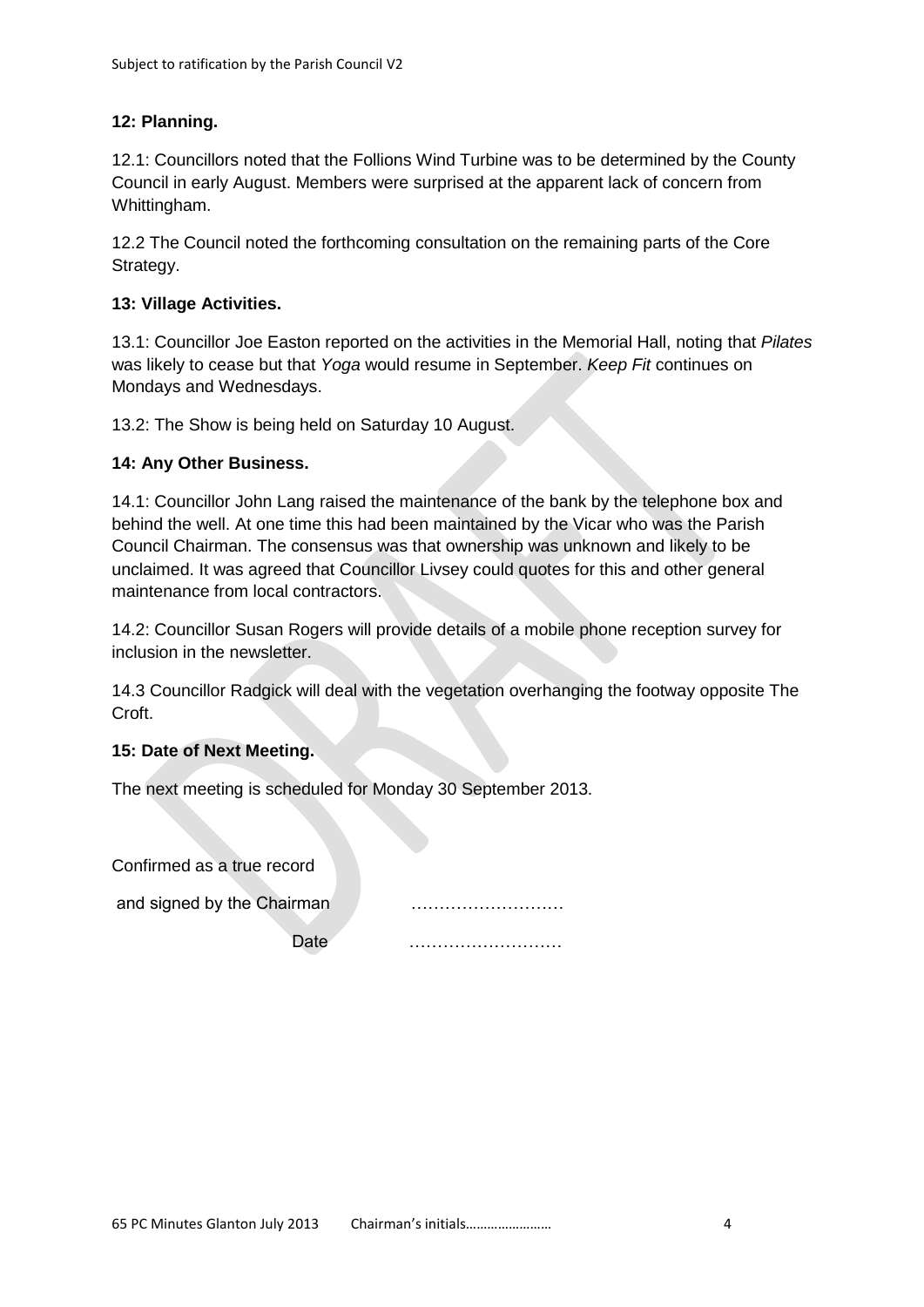**12: Planning.**

12.1: Councillors noted that the Follions Wind Turbine was to be determined by the County Council in early August. Members were surprised at the apparent lack of concern from Whittingham.

12.2 The Council noted the forthcoming consultation on the remaining parts of the Core Strategy.

**13: Village Activities.**

13.1: Councillor Joe Easton reported on the activities in the Memorial Hall, noting that *Pilates* was likely to cease but that *Yoga* would resume in September. *Keep Fit* continues on Mondays and Wednesdays.

13.2: The Show is being held on Saturday 10 August.

**14: Any Other Business.**

14.1: Councillor John Lang raised the maintenance of the bank by the telephone box and behind the well. At one time this had been maintained by the Vicar who was the Parish Council Chairman. The consensus was that ownership was unknown and likely to be unclaimed. It was agreed that Councillor Livsey could quotes for this and other general maintenance from local contractors.

14.2: Councillor Susan Rogers will provide details of a mobile phone reception survey for inclusion in the newsletter.

14.3 Councillor Radgick will deal with the vegetation overhanging the footway opposite The Croft.

**15: Date of Next Meeting.**

The next meeting is scheduled for Monday 30 September 2013.

Confirmed as a true record

and signed by the Chairman ………………………

Date ………………………

Chairman's initials……………………